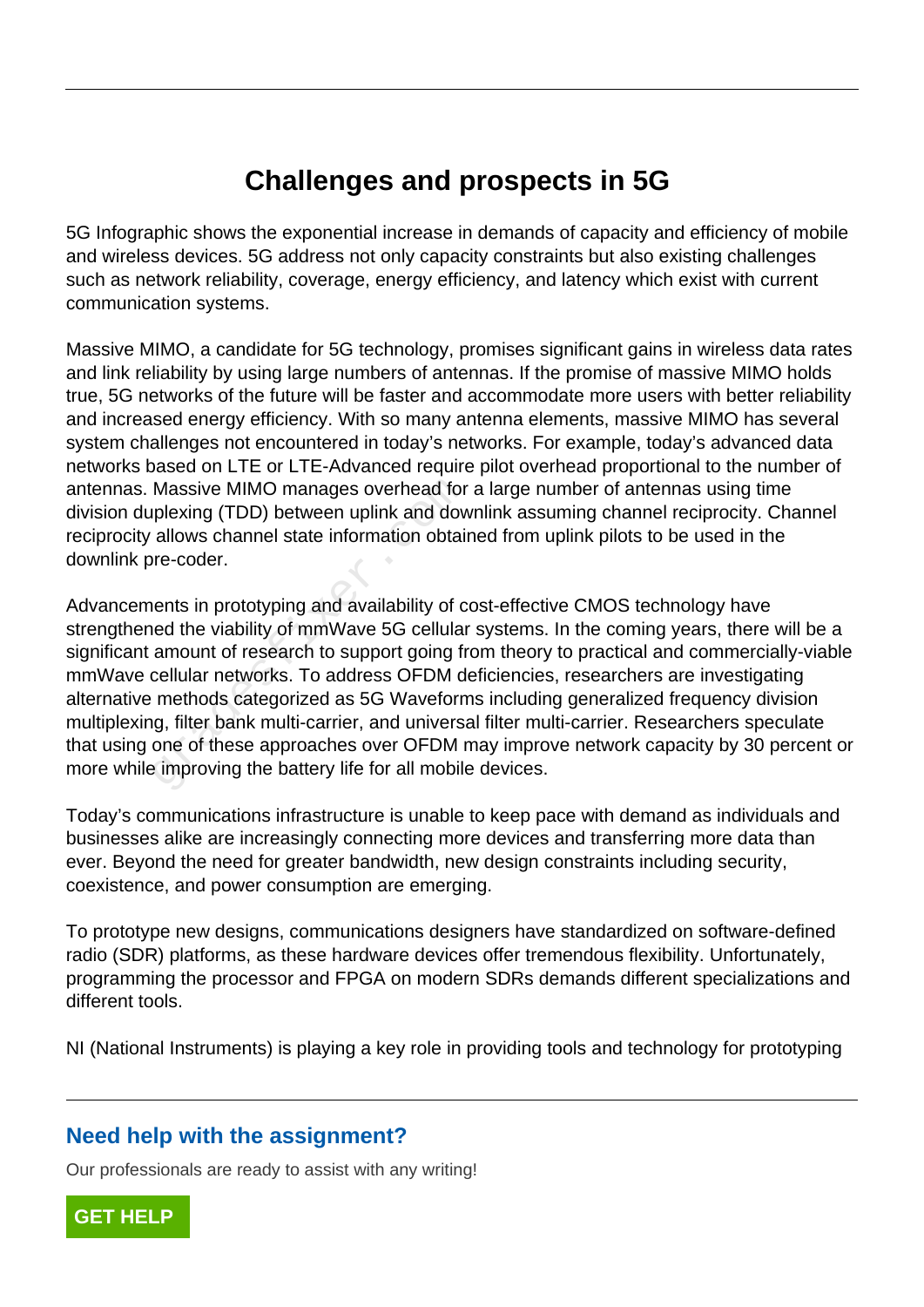# Challenges and prospects in 5G

5G Infographic shows the exponential increase in demands of capacity and efficiency of mobile and wireless devices. 5G address not only capacity constraints but also existing challenges such as network reliability, coverage, energy efficiency, and latency which exist with current communication systems.

Massive MIMO, a candidate for 5G technology, promises significant gains in wireless data rates and link reliability by using large numbers of antennas. If the promise of massive MIMO holds true, 5G networks of the future will be faster and accommodate more users with better reliability and increased energy efficiency. With so many antenna elements, massive MIMO has several system challenges not encountered in today's networks. For example, today's advanced data networks based on LTE or LTE-Advanced require pilot overhead proportional to the number of antennas. Massive MIMO manages overhead for a large number of antennas using time division duplexing (TDD) between uplink and downlink assuming channel reciprocity. Channel reciprocity allows channel state information obtained from uplink pilots to be used in the downlink pre-coder.

Advancements in prototyping and availability of cost-effective CMOS technology have strengthened the viability of mmWave 5G cellular systems. In the coming years, there will be a significant amount of research to support going from theory to practical and commercially-viable mmWave cellular networks. To address OFDM deficiencies, researchers are investigating alternative methods categorized as 5G Waveforms including generalized frequency division multiplexing, filter bank multi-carrier, and universal filter multi-carrier. Researchers speculate that using one of these approaches over OFDM may improve network capacity by 30 percent or more while improving the battery life for all mobile devices.

Today's communications infrastructure is unable to keep pace with demand as individuals and businesses alike are increasingly connecting more devices and transferring more data than ever. Beyond the need for greater bandwidth, new design constraints including security, coexistence, and power consumption are emerging.

To prototype new designs, communications designers have standardized on software-defined radio (SDR) platforms, as these hardware devices offer tremendous flexibility. Unfortunately, programming the processor and FPGA on modern SDRs demands different specializations and different tools.

NI (National Instruments) is playing a key role in providing tools and technology for prototyping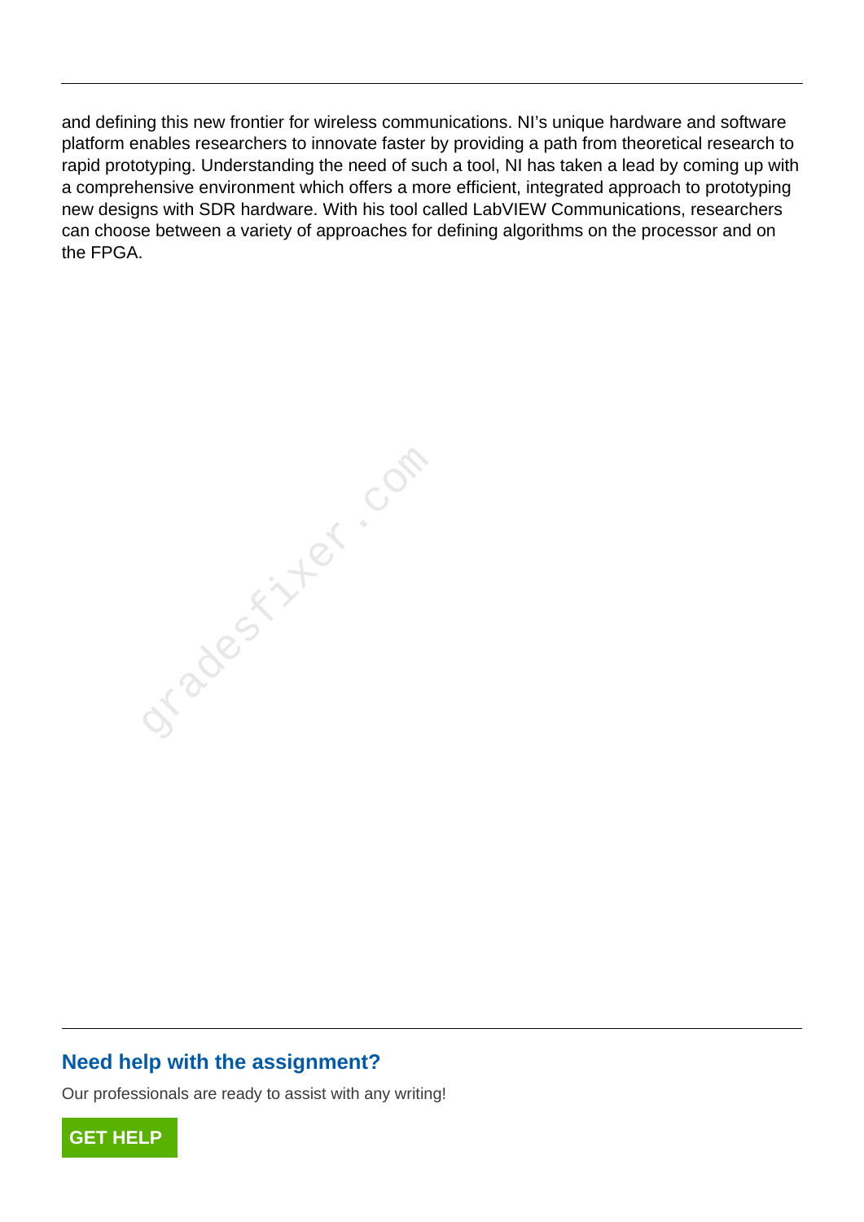and defining this new frontier for wireless communications. NI's unique hardware and software platform enables researchers to innovate faster by providing a path from theoretical research to rapid prototyping. Understanding the need of such a tool, NI has taken a lead by coming up with a comprehensive environment which offers a more efficient, integrated approach to prototyping new designs with SDR hardware. With his tool called LabVIEW Communications, researchers can choose between a variety of approaches for defining algorithms on the processor and on the FPGA.